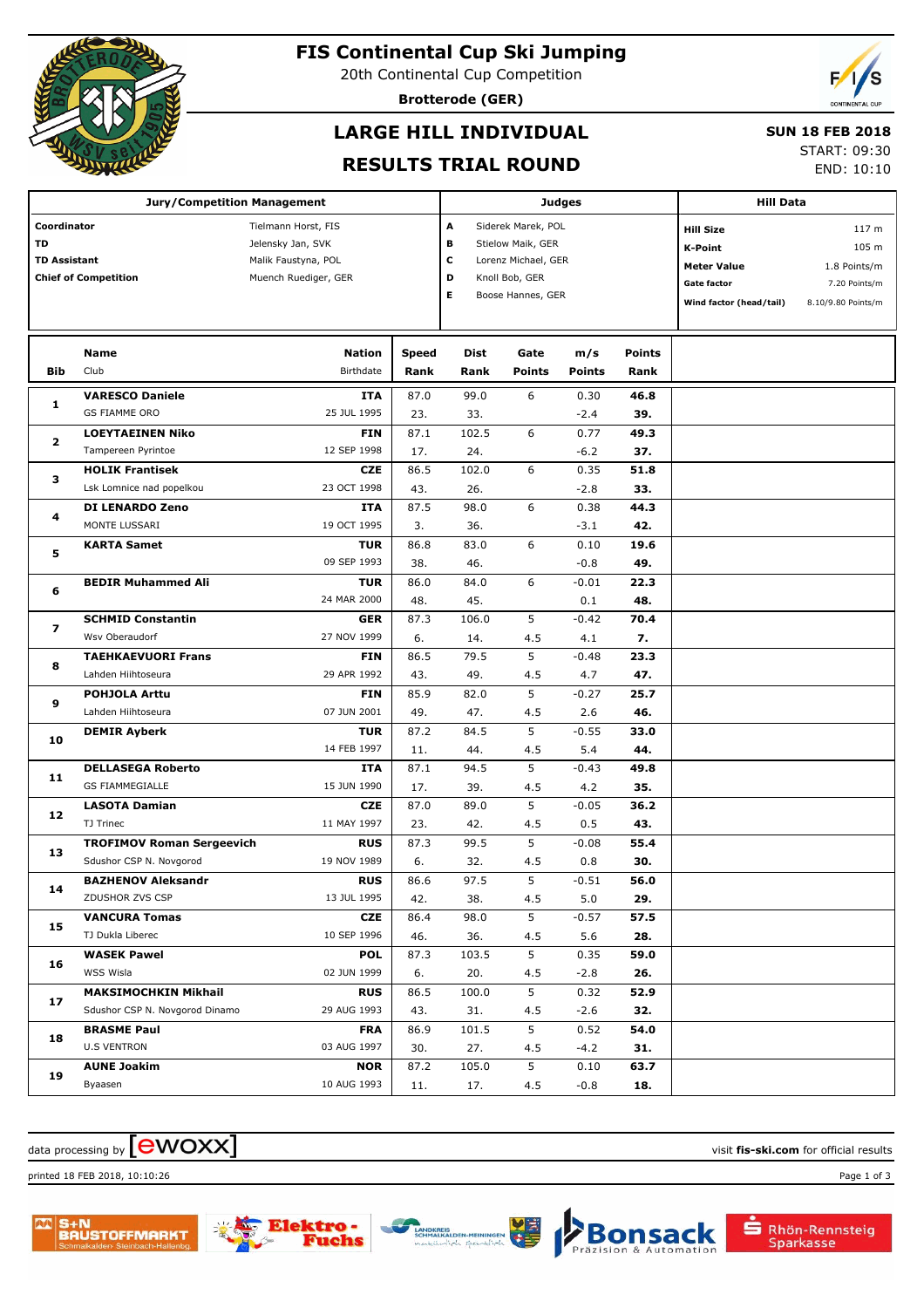# FIS Continental Cup Ski Jumping

20th Continental Cup Competition

**Brotterode (GER)**

## LARGE HILL INDIVIDUAL

## RESULTS TRIAL ROUND

**SUN 18 FEB 2018**

START: 09:30

END: 10:10

| Jury/Competition Management | | Judges | | Hill Data | |
|---|---|---|---|---|---|
| **Coordinator** | Tielmann Horst, FIS | **A** | Siderek Marek, POL | **Hill Size** | 117 m |
| **TD** | Jelensky Jan, SVK | **B** | Stielow Maik, GER | **K-Point** | 105 m |
| **TD Assistant** | Malik Faustyna, POL | **C** | Lorenz Michael, GER | **Meter Value** | 1.8 Points/m |
| **Chief of Competition** | Muench Ruediger, GER | **D** | Knoll Bob, GER | **Gate factor** | 7.20 Points/m |
| | | **E** | Boose Hannes, GER | **Wind factor (head/tail)** | 8.10/9.80 Points/m |

| Bib | Name / Club | Nation / Birthdate | Speed / Rank | Dist / Rank | Gate / Points | m/s / Points | Points / Rank |
|---|---|---|---|---|---|---|---|
| 1 | **VARESCO Daniele** | **ITA** | 87.0 | 99.0 | 6 | 0.30 | **46.8** |
| | GS FIAMME ORO | 25 JUL 1995 | 23. | 33. | | -2.4 | **39.** |
| 2 | **LOEYTAEINEN Niko** | **FIN** | 87.1 | 102.5 | 6 | 0.77 | **49.3** |
| | Tampereen Pyrintoe | 12 SEP 1998 | 17. | 24. | | -6.2 | **37.** |
| 3 | **HOLIK Frantisek** | **CZE** | 86.5 | 102.0 | 6 | 0.35 | **51.8** |
| | Lsk Lomnice nad popelkou | 23 OCT 1998 | 43. | 26. | | -2.8 | **33.** |
| 4 | **DI LENARDO Zeno** | **ITA** | 87.5 | 98.0 | 6 | 0.38 | **44.3** |
| | MONTE LUSSARI | 19 OCT 1995 | 3. | 36. | | -3.1 | **42.** |
| 5 | **KARTA Samet** | **TUR** | 86.8 | 83.0 | 6 | 0.10 | **19.6** |
| | | 09 SEP 1993 | 38. | 46. | | -0.8 | **49.** |
| 6 | **BEDIR Muhammed Ali** | **TUR** | 86.0 | 84.0 | 6 | -0.01 | **22.3** |
| | | 24 MAR 2000 | 48. | 45. | | 0.1 | **48.** |
| 7 | **SCHMID Constantin** | **GER** | 87.3 | 106.0 | 5 | -0.42 | **70.4** |
| | Wsv Oberaudorf | 27 NOV 1999 | 6. | 14. | 4.5 | 4.1 | **7.** |
| 8 | **TAEHKAEVUORI Frans** | **FIN** | 86.5 | 79.5 | 5 | -0.48 | **23.3** |
| | Lahden Hiihtoseura | 29 APR 1992 | 43. | 49. | 4.5 | 4.7 | **47.** |
| 9 | **POHJOLA Arttu** | **FIN** | 85.9 | 82.0 | 5 | -0.27 | **25.7** |
| | Lahden Hiihtoseura | 07 JUN 2001 | 49. | 47. | 4.5 | 2.6 | **46.** |
| 10 | **DEMIR Ayberk** | **TUR** | 87.2 | 84.5 | 5 | -0.55 | **33.0** |
| | | 14 FEB 1997 | 11. | 44. | 4.5 | 5.4 | **44.** |
| 11 | **DELLASEGA Roberto** | **ITA** | 87.1 | 94.5 | 5 | -0.43 | **49.8** |
| | GS FIAMMEGIALLE | 15 JUN 1990 | 17. | 39. | 4.5 | 4.2 | **35.** |
| 12 | **LASOTA Damian** | **CZE** | 87.0 | 89.0 | 5 | -0.05 | **36.2** |
| | TJ Trinec | 11 MAY 1997 | 23. | 42. | 4.5 | 0.5 | **43.** |
| 13 | **TROFIMOV Roman Sergeevich** | **RUS** | 87.3 | 99.5 | 5 | -0.08 | **55.4** |
| | Sdushor CSP N. Novgorod | 19 NOV 1989 | 6. | 32. | 4.5 | 0.8 | **30.** |
| 14 | **BAZHENOV Aleksandr** | **RUS** | 86.6 | 97.5 | 5 | -0.51 | **56.0** |
| | ZDUSHOR ZVS CSP | 13 JUL 1995 | 42. | 38. | 4.5 | 5.0 | **29.** |
| 15 | **VANCURA Tomas** | **CZE** | 86.4 | 98.0 | 5 | -0.57 | **57.5** |
| | TJ Dukla Liberec | 10 SEP 1996 | 46. | 36. | 4.5 | 5.6 | **28.** |
| 16 | **WASEK Pawel** | **POL** | 87.3 | 103.5 | 5 | 0.35 | **59.0** |
| | WSS Wisla | 02 JUN 1999 | 6. | 20. | 4.5 | -2.8 | **26.** |
| 17 | **MAKSIMOCHKIN Mikhail** | **RUS** | 86.5 | 100.0 | 5 | 0.32 | **52.9** |
| | Sdushor CSP N. Novgorod Dinamo | 29 AUG 1993 | 43. | 31. | 4.5 | -2.6 | **32.** |
| 18 | **BRASME Paul** | **FRA** | 86.9 | 101.5 | 5 | 0.52 | **54.0** |
| | U.S VENTRON | 03 AUG 1997 | 30. | 27. | 4.5 | -4.2 | **31.** |
| 19 | **AUNE Joakim** | **NOR** | 87.2 | 105.0 | 5 | 0.10 | **63.7** |
| | Byaasen | 10 AUG 1993 | 11. | 17. | 4.5 | -0.8 | **18.** |

data processing by ewoxx — visit **fis-ski.com** for official results

printed 18 FEB 2018, 10:10:26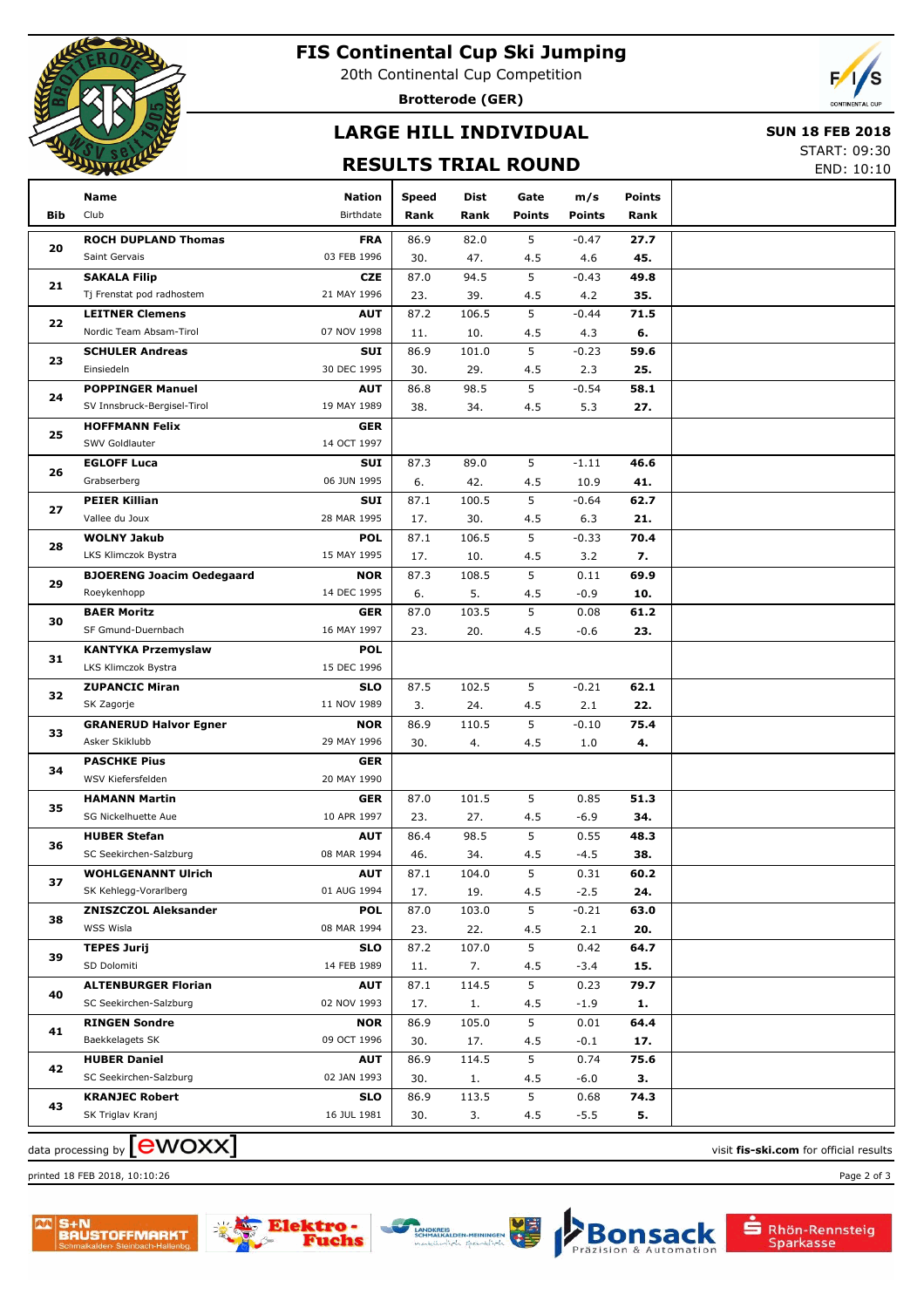# FIS Continental Cup Ski Jumping

20th Continental Cup Competition

**Brotterode (GER)**

## LARGE HILL INDIVIDUAL

## RESULTS TRIAL ROUND

**SUN 18 FEB 2018**

START: 09:30

END: 10:10

| Bib | Name / Club | Nation / Birthdate | Speed / Rank | Dist / Rank | Gate / Points | m/s / Points | Points / Rank |
|---|---|---|---|---|---|---|---|
| 20 | **ROCH DUPLAND Thomas** Saint Gervais | **FRA** 03 FEB 1996 | 86.9 30. | 82.0 47. | 5 4.5 | -0.47 4.6 | **27.7 45.** |
| 21 | **SAKALA Filip** Tj Frenstat pod radhostem | **CZE** 21 MAY 1996 | 87.0 23. | 94.5 39. | 5 4.5 | -0.43 4.2 | **49.8 35.** |
| 22 | **LEITNER Clemens** Nordic Team Absam-Tirol | **AUT** 07 NOV 1998 | 87.2 11. | 106.5 10. | 5 4.5 | -0.44 4.3 | **71.5 6.** |
| 23 | **SCHULER Andreas** Einsiedeln | **SUI** 30 DEC 1995 | 86.9 30. | 101.0 29. | 5 4.5 | -0.23 2.3 | **59.6 25.** |
| 24 | **POPPINGER Manuel** SV Innsbruck-Bergisel-Tirol | **AUT** 19 MAY 1989 | 86.8 38. | 98.5 34. | 5 4.5 | -0.54 5.3 | **58.1 27.** |
| 25 | **HOFFMANN Felix** SWV Goldlauter | **GER** 14 OCT 1997 | | | | | |
| 26 | **EGLOFF Luca** Grabserberg | **SUI** 06 JUN 1995 | 87.3 6. | 89.0 42. | 5 4.5 | -1.11 10.9 | **46.6 41.** |
| 27 | **PEIER Killian** Vallee du Joux | **SUI** 28 MAR 1995 | 87.1 17. | 100.5 30. | 5 4.5 | -0.64 6.3 | **62.7 21.** |
| 28 | **WOLNY Jakub** LKS Klimczok Bystra | **POL** 15 MAY 1995 | 87.1 17. | 106.5 10. | 5 4.5 | -0.33 3.2 | **70.4 7.** |
| 29 | **BJOERENG Joacim Oedegaard** Roeykenhopp | **NOR** 14 DEC 1995 | 87.3 6. | 108.5 5. | 5 4.5 | 0.11 -0.9 | **69.9 10.** |
| 30 | **BAER Moritz** SF Gmund-Duernbach | **GER** 16 MAY 1997 | 87.0 23. | 103.5 20. | 5 4.5 | 0.08 -0.6 | **61.2 23.** |
| 31 | **KANTYKA Przemyslaw** LKS Klimczok Bystra | **POL** 15 DEC 1996 | | | | | |
| 32 | **ZUPANCIC Miran** SK Zagorje | **SLO** 11 NOV 1989 | 87.5 3. | 102.5 24. | 5 4.5 | -0.21 2.1 | **62.1 22.** |
| 33 | **GRANERUD Halvor Egner** Asker Skiklubb | **NOR** 29 MAY 1996 | 86.9 30. | 110.5 4. | 5 4.5 | -0.10 1.0 | **75.4 4.** |
| 34 | **PASCHKE Pius** WSV Kiefersfelden | **GER** 20 MAY 1990 | | | | | |
| 35 | **HAMANN Martin** SG Nickelhuette Aue | **GER** 10 APR 1997 | 87.0 23. | 101.5 27. | 5 4.5 | 0.85 -6.9 | **51.3 34.** |
| 36 | **HUBER Stefan** SC Seekirchen-Salzburg | **AUT** 08 MAR 1994 | 86.4 46. | 98.5 34. | 5 4.5 | 0.55 -4.5 | **48.3 38.** |
| 37 | **WOHLGENANNT Ulrich** SK Kehlegg-Vorarlberg | **AUT** 01 AUG 1994 | 87.1 17. | 104.0 19. | 5 4.5 | 0.31 -2.5 | **60.2 24.** |
| 38 | **ZNISZCZOL Aleksander** WSS Wisla | **POL** 08 MAR 1994 | 87.0 23. | 103.0 22. | 5 4.5 | -0.21 2.1 | **63.0 20.** |
| 39 | **TEPES Jurij** SD Dolomiti | **SLO** 14 FEB 1989 | 87.2 11. | 107.0 7. | 5 4.5 | 0.42 -3.4 | **64.7 15.** |
| 40 | **ALTENBURGER Florian** SC Seekirchen-Salzburg | **AUT** 02 NOV 1993 | 87.1 17. | 114.5 1. | 5 4.5 | 0.23 -1.9 | **79.7 1.** |
| 41 | **RINGEN Sondre** Baekkelagets SK | **NOR** 09 OCT 1996 | 86.9 30. | 105.0 17. | 5 4.5 | 0.01 -0.1 | **64.4 17.** |
| 42 | **HUBER Daniel** SC Seekirchen-Salzburg | **AUT** 02 JAN 1993 | 86.9 30. | 114.5 1. | 5 4.5 | 0.74 -6.0 | **75.6 3.** |
| 43 | **KRANJEC Robert** SK Triglav Kranj | **SLO** 16 JUL 1981 | 86.9 30. | 113.5 3. | 5 4.5 | 0.68 -5.5 | **74.3 5.** |

data processing by ewoxx — visit **fis-ski.com** for official results

printed 18 FEB 2018, 10:10:26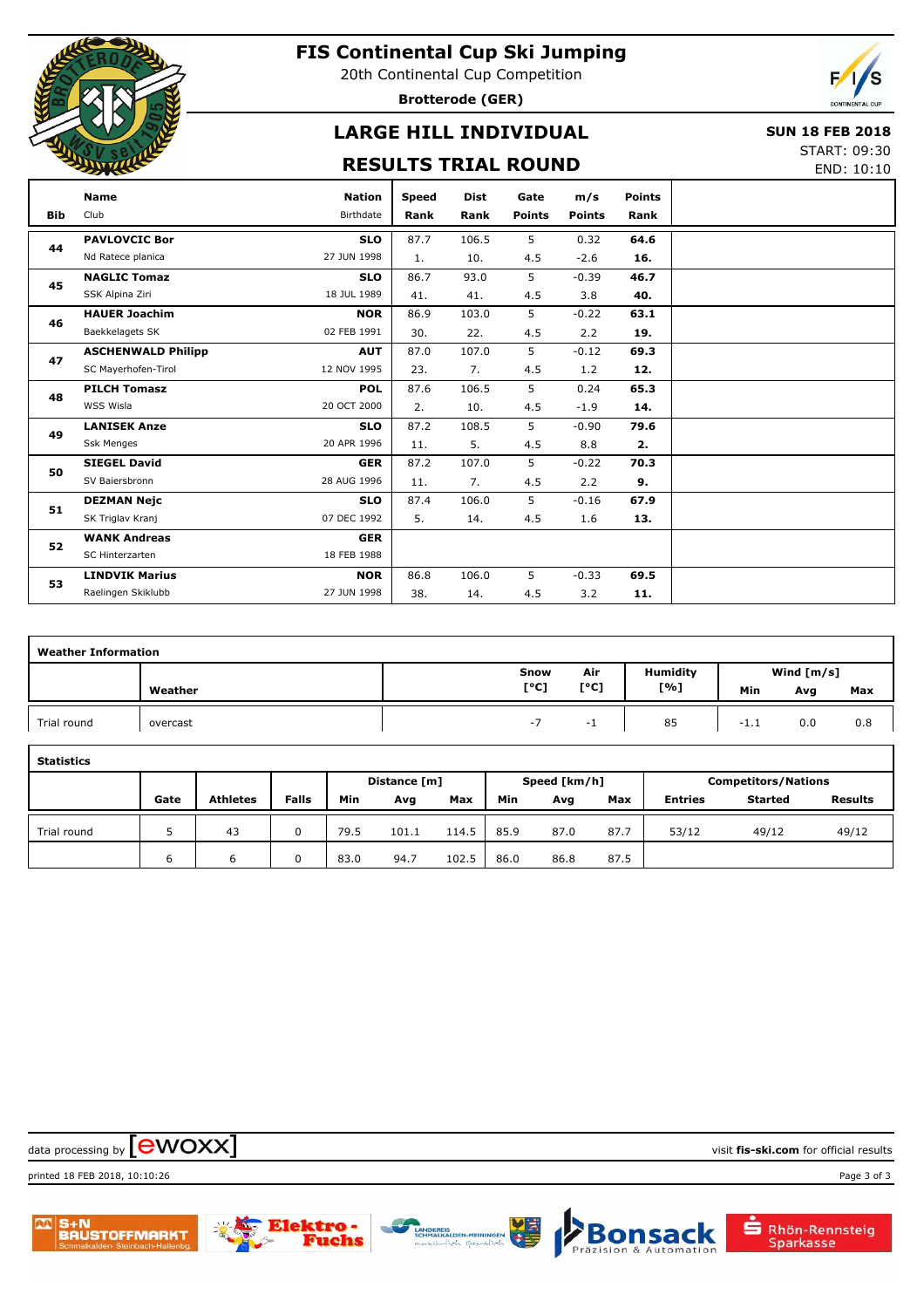# FIS Continental Cup Ski Jumping

20th Continental Cup Competition

**Brotterode (GER)**

## LARGE HILL INDIVIDUAL

## RESULTS TRIAL ROUND

**SUN 18 FEB 2018**

START: 09:30

END: 10:10

| Bib | Name / Club | Nation / Birthdate | Speed / Rank | Dist / Rank | Gate / Points | m/s / Points | Points / Rank |
|---|---|---|---|---|---|---|---|
| 44 | **PAVLOVCIC Bor** | **SLO** | 87.7 | 106.5 | 5 | 0.32 | **64.6** |
| | Nd Ratece planica | 27 JUN 1998 | 1. | 10. | 4.5 | -2.6 | **16.** |
| 45 | **NAGLIC Tomaz** | **SLO** | 86.7 | 93.0 | 5 | -0.39 | **46.7** |
| | SSK Alpina Ziri | 18 JUL 1989 | 41. | 41. | 4.5 | 3.8 | **40.** |
| 46 | **HAUER Joachim** | **NOR** | 86.9 | 103.0 | 5 | -0.22 | **63.1** |
| | Baekkelagets SK | 02 FEB 1991 | 30. | 22. | 4.5 | 2.2 | **19.** |
| 47 | **ASCHENWALD Philipp** | **AUT** | 87.0 | 107.0 | 5 | -0.12 | **69.3** |
| | SC Mayerhofen-Tirol | 12 NOV 1995 | 23. | 7. | 4.5 | 1.2 | **12.** |
| 48 | **PILCH Tomasz** | **POL** | 87.6 | 106.5 | 5 | 0.24 | **65.3** |
| | WSS Wisla | 20 OCT 2000 | 2. | 10. | 4.5 | -1.9 | **14.** |
| 49 | **LANISEK Anze** | **SLO** | 87.2 | 108.5 | 5 | -0.90 | **79.6** |
| | Ssk Menges | 20 APR 1996 | 11. | 5. | 4.5 | 8.8 | **2.** |
| 50 | **SIEGEL David** | **GER** | 87.2 | 107.0 | 5 | -0.22 | **70.3** |
| | SV Baiersbronn | 28 AUG 1996 | 11. | 7. | 4.5 | 2.2 | **9.** |
| 51 | **DEZMAN Nejc** | **SLO** | 87.4 | 106.0 | 5 | -0.16 | **67.9** |
| | SK Triglav Kranj | 07 DEC 1992 | 5. | 14. | 4.5 | 1.6 | **13.** |
| 52 | **WANK Andreas** | **GER** | | | | | |
| | SC Hinterzarten | 18 FEB 1988 | | | | | |
| 53 | **LINDVIK Marius** | **NOR** | 86.8 | 106.0 | 5 | -0.33 | **69.5** |
| | Raelingen Skiklubb | 27 JUN 1998 | 38. | 14. | 4.5 | 3.2 | **11.** |

### Weather Information

| | Weather | Snow [°C] | Air [°C] | Humidity [%] | Wind [m/s] Min | Avg | Max |
|---|---|---|---|---|---|---|---|
| Trial round | overcast | -7 | -1 | 85 | -1.1 | 0.0 | 0.8 |

### Statistics

| | Gate | Athletes | Falls | Distance [m] Min | Avg | Max | Speed [km/h] Min | Avg | Max | Competitors/Nations Entries | Started | Results |
|---|---|---|---|---|---|---|---|---|---|---|---|---|
| Trial round | 5 | 43 | 0 | 79.5 | 101.1 | 114.5 | 85.9 | 87.0 | 87.7 | 53/12 | 49/12 | 49/12 |
| | 6 | 6 | 0 | 83.0 | 94.7 | 102.5 | 86.0 | 86.8 | 87.5 | | | |

data processing by ewoxx

visit **fis-ski.com** for official results

printed 18 FEB 2018, 10:10:26